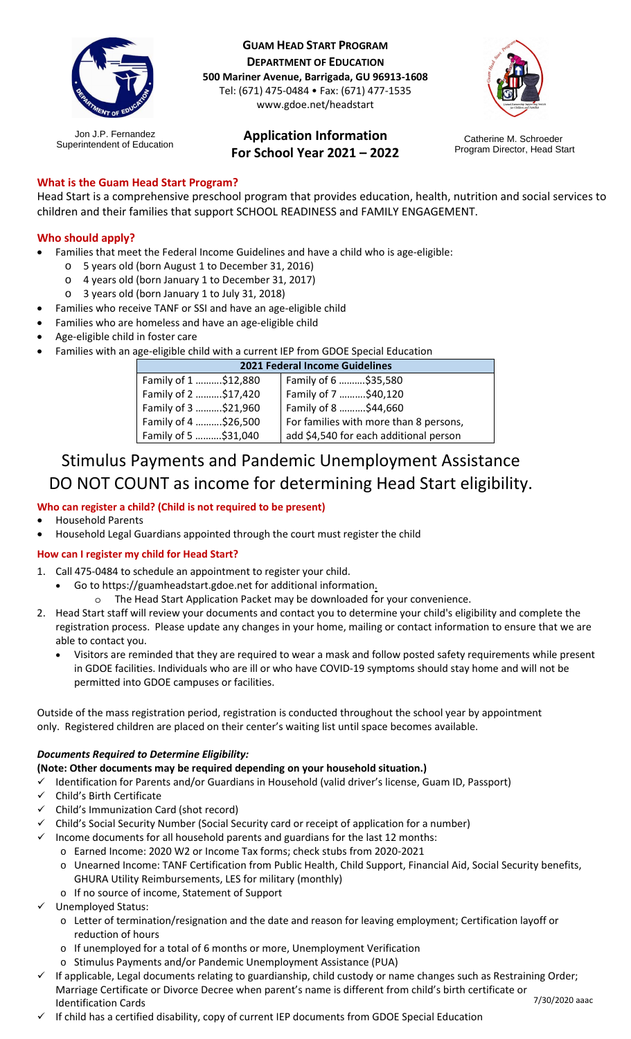**GUAM HEAD START PROGRAM**
**DEPARTMENT OF EDUCATION**
**500 Mariner Avenue, Barrigada, GU 96913-1608**
Tel: (671) 475-0484 • Fax: (671) 477-1535
www.gdoe.net/headstart

Jon J.P. Fernandez
Superintendent of Education

Catherine M. Schroeder
Program Director, Head Start

# Application Information For School Year 2021 – 2022

### What is the Guam Head Start Program?

Head Start is a comprehensive preschool program that provides education, health, nutrition and social services to children and their families that support SCHOOL READINESS and FAMILY ENGAGEMENT.

### Who should apply?

- Families that meet the Federal Income Guidelines and have a child who is age-eligible:
  - 5 years old (born August 1 to December 31, 2016)
  - 4 years old (born January 1 to December 31, 2017)
  - 3 years old (born January 1 to July 31, 2018)
- Families who receive TANF or SSI and have an age-eligible child
- Families who are homeless and have an age-eligible child
- Age-eligible child in foster care
- Families with an age-eligible child with a current IEP from GDOE Special Education

| 2021 Federal Income Guidelines | |
|---|---|
| Family of 1 ..........$12,880 | Family of 6 ..........$35,580 |
| Family of 2 ..........$17,420 | Family of 7 ..........$40,120 |
| Family of 3 ..........$21,960 | Family of 8 ..........$44,660 |
| Family of 4 ..........$26,500 | For families with more than 8 persons, |
| Family of 5 ..........$31,040 | add $4,540 for each additional person |

## Stimulus Payments and Pandemic Unemployment Assistance DO NOT COUNT as income for determining Head Start eligibility.

### Who can register a child? (Child is not required to be present)

- Household Parents
- Household Legal Guardians appointed through the court must register the child

### How can I register my child for Head Start?

1. Call 475-0484 to schedule an appointment to register your child.
   - Go to https://guamheadstart.gdoe.net for additional information.
     - The Head Start Application Packet may be downloaded for your convenience.
2. Head Start staff will review your documents and contact you to determine your child's eligibility and complete the registration process. Please update any changes in your home, mailing or contact information to ensure that we are able to contact you.
   - Visitors are reminded that they are required to wear a mask and follow posted safety requirements while present in GDOE facilities. Individuals who are ill or who have COVID-19 symptoms should stay home and will not be permitted into GDOE campuses or facilities.

Outside of the mass registration period, registration is conducted throughout the school year by appointment only. Registered children are placed on their center's waiting list until space becomes available.

### *Documents Required to Determine Eligibility:*

**(Note: Other documents may be required depending on your household situation.)**

- ✓ Identification for Parents and/or Guardians in Household (valid driver's license, Guam ID, Passport)
- ✓ Child's Birth Certificate
- ✓ Child's Immunization Card (shot record)
- ✓ Child's Social Security Number (Social Security card or receipt of application for a number)
- ✓ Income documents for all household parents and guardians for the last 12 months:
  - Earned Income: 2020 W2 or Income Tax forms; check stubs from 2020-2021
  - Unearned Income: TANF Certification from Public Health, Child Support, Financial Aid, Social Security benefits, GHURA Utility Reimbursements, LES for military (monthly)
  - If no source of income, Statement of Support
- ✓ Unemployed Status:
  - Letter of termination/resignation and the date and reason for leaving employment; Certification layoff or reduction of hours
  - If unemployed for a total of 6 months or more, Unemployment Verification
  - Stimulus Payments and/or Pandemic Unemployment Assistance (PUA)
- ✓ If applicable, Legal documents relating to guardianship, child custody or name changes such as Restraining Order; Marriage Certificate or Divorce Decree when parent's name is different from child's birth certificate or Identification Cards
- ✓ If child has a certified disability, copy of current IEP documents from GDOE Special Education

7/30/2020 aaac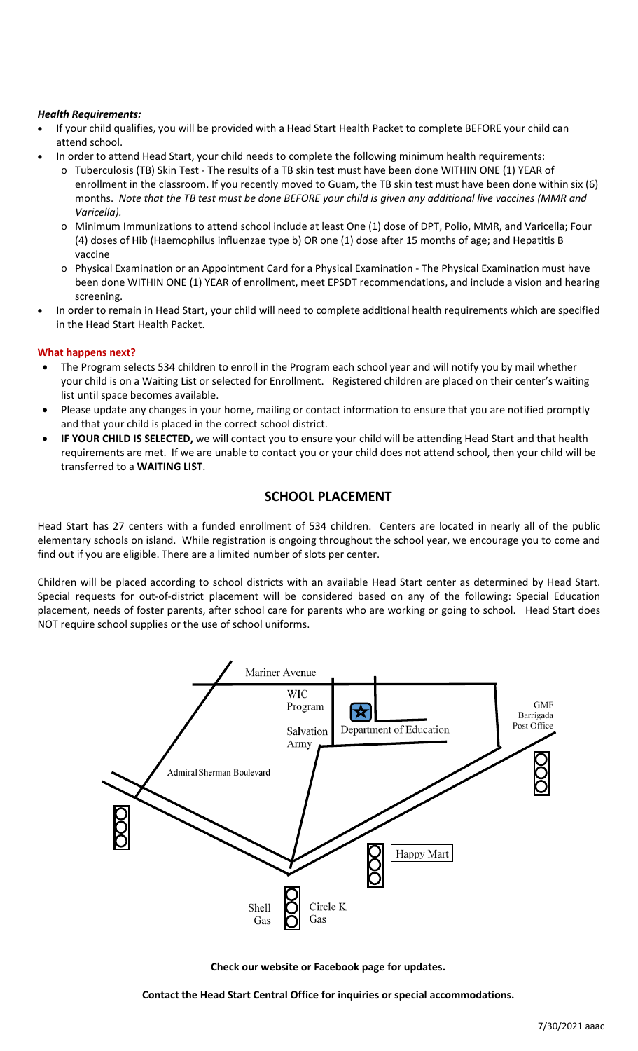***Health Requirements:***

- If your child qualifies, you will be provided with a Head Start Health Packet to complete BEFORE your child can attend school.
- In order to attend Head Start, your child needs to complete the following minimum health requirements:
  - Tuberculosis (TB) Skin Test - The results of a TB skin test must have been done WITHIN ONE (1) YEAR of enrollment in the classroom. If you recently moved to Guam, the TB skin test must have been done within six (6) months. *Note that the TB test must be done BEFORE your child is given any additional live vaccines (MMR and Varicella).*
  - Minimum Immunizations to attend school include at least One (1) dose of DPT, Polio, MMR, and Varicella; Four (4) doses of Hib (Haemophilus influenzae type b) OR one (1) dose after 15 months of age; and Hepatitis B vaccine
  - Physical Examination or an Appointment Card for a Physical Examination - The Physical Examination must have been done WITHIN ONE (1) YEAR of enrollment, meet EPSDT recommendations, and include a vision and hearing screening.
- In order to remain in Head Start, your child will need to complete additional health requirements which are specified in the Head Start Health Packet.

**What happens next?**

- The Program selects 534 children to enroll in the Program each school year and will notify you by mail whether your child is on a Waiting List or selected for Enrollment. Registered children are placed on their center's waiting list until space becomes available.
- Please update any changes in your home, mailing or contact information to ensure that you are notified promptly and that your child is placed in the correct school district.
- **IF YOUR CHILD IS SELECTED,** we will contact you to ensure your child will be attending Head Start and that health requirements are met. If we are unable to contact you or your child does not attend school, then your child will be transferred to a **WAITING LIST**.

## SCHOOL PLACEMENT

Head Start has 27 centers with a funded enrollment of 534 children. Centers are located in nearly all of the public elementary schools on island. While registration is ongoing throughout the school year, we encourage you to come and find out if you are eligible. There are a limited number of slots per center.

Children will be placed according to school districts with an available Head Start center as determined by Head Start. Special requests for out-of-district placement will be considered based on any of the following: Special Education placement, needs of foster parents, after school care for parents who are working or going to school. Head Start does NOT require school supplies or the use of school uniforms.

Mariner Avenue

WIC Program

Salvation Army

Department of Education

GMF Barrigada Post Office

Admiral Sherman Boulevard

Happy Mart

Shell Gas

Circle K Gas

**Check our website or Facebook page for updates.**

**Contact the Head Start Central Office for inquiries or special accommodations.**

7/30/2021 aaac